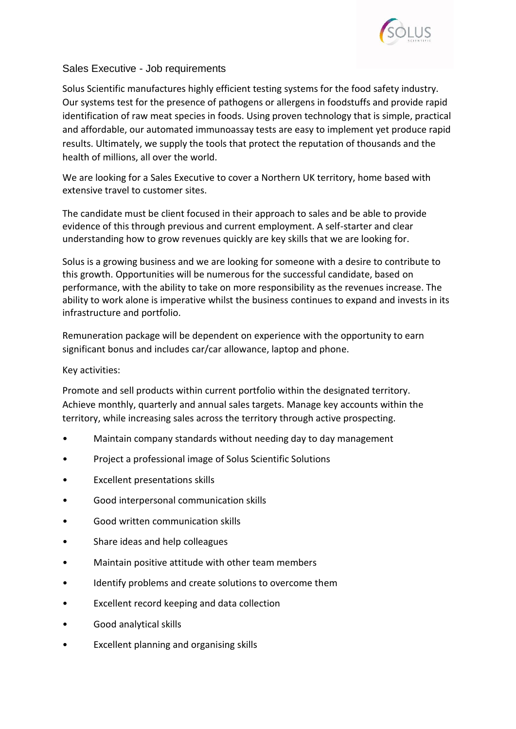## Sales Executive - Job requirements

Solus Scientific manufactures highly efficient testing systems for the food safety industry. Our systems test for the presence of pathogens or allergens in foodstuffs and provide rapid identification of raw meat species in foods. Using proven technology that is simple, practical and affordable, our automated immunoassay tests are easy to implement yet produce rapid results. Ultimately, we supply the tools that protect the reputation of thousands and the health of millions, all over the world.

We are looking for a Sales Executive to cover a Northern UK territory, home based with extensive travel to customer sites.

The candidate must be client focused in their approach to sales and be able to provide evidence of this through previous and current employment. A self-starter and clear understanding how to grow revenues quickly are key skills that we are looking for.

Solus is a growing business and we are looking for someone with a desire to contribute to this growth. Opportunities will be numerous for the successful candidate, based on performance, with the ability to take on more responsibility as the revenues increase. The ability to work alone is imperative whilst the business continues to expand and invests in its infrastructure and portfolio.

Remuneration package will be dependent on experience with the opportunity to earn significant bonus and includes car/car allowance, laptop and phone.

Key activities:

Promote and sell products within current portfolio within the designated territory. Achieve monthly, quarterly and annual sales targets. Manage key accounts within the territory, while increasing sales across the territory through active prospecting.

- Maintain company standards without needing day to day management
- Project a professional image of Solus Scientific Solutions
- Excellent presentations skills
- Good interpersonal communication skills
- Good written communication skills
- Share ideas and help colleagues
- Maintain positive attitude with other team members
- Identify problems and create solutions to overcome them
- Excellent record keeping and data collection
- Good analytical skills
- Excellent planning and organising skills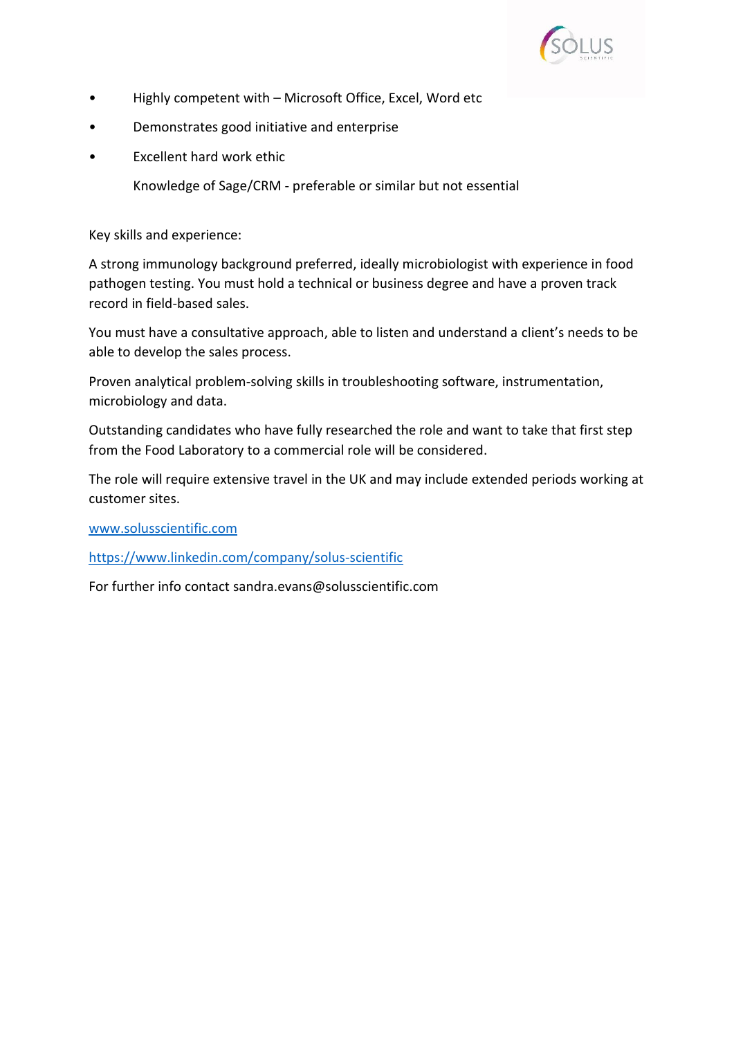- Highly competent with – Microsoft Office, Excel, Word etc
- Demonstrates good initiative and enterprise
- Excellent hard work ethic

  Knowledge of Sage/CRM - preferable or similar but not essential

Key skills and experience:

A strong immunology background preferred, ideally microbiologist with experience in food pathogen testing. You must hold a technical or business degree and have a proven track record in field-based sales.

You must have a consultative approach, able to listen and understand a client's needs to be able to develop the sales process.

Proven analytical problem-solving skills in troubleshooting software, instrumentation, microbiology and data.

Outstanding candidates who have fully researched the role and want to take that first step from the Food Laboratory to a commercial role will be considered.

The role will require extensive travel in the UK and may include extended periods working at customer sites.

[www.solusscientific.com](http://www.solusscientific.com)

[https://www.linkedin.com/company/solus-scientific](https://www.linkedin.com/company/solus-scientific)

For further info contact sandra.evans@solusscientific.com